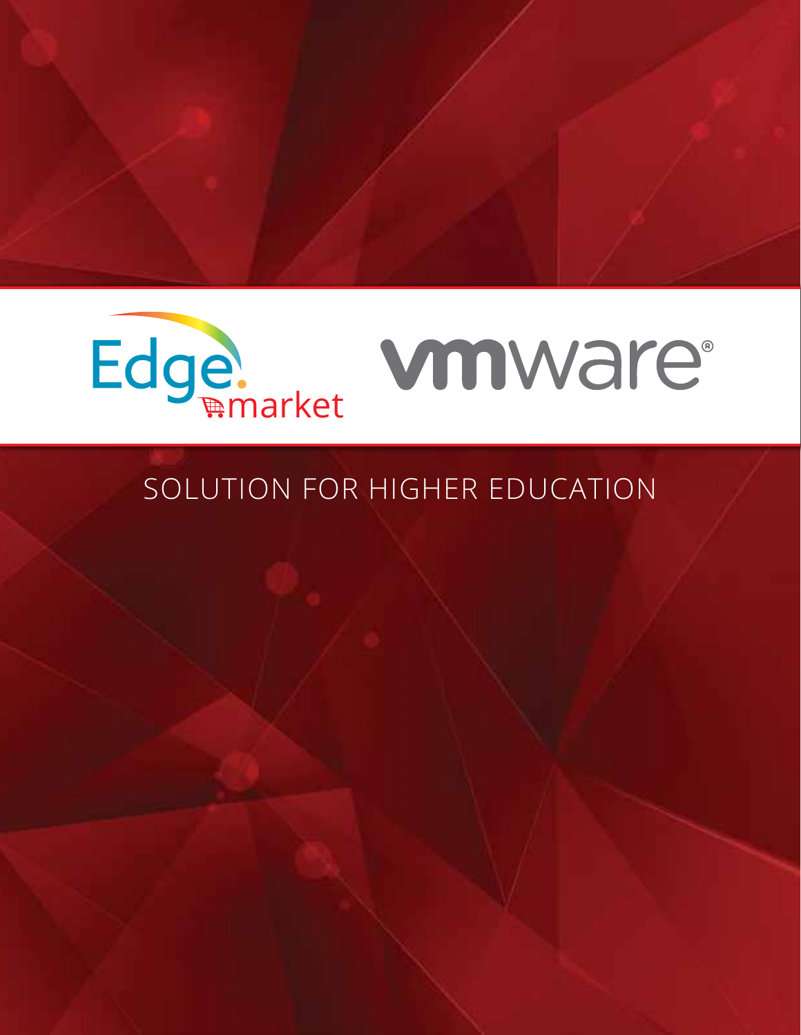Edge market

vmware®

# SOLUTION FOR HIGHER EDUCATION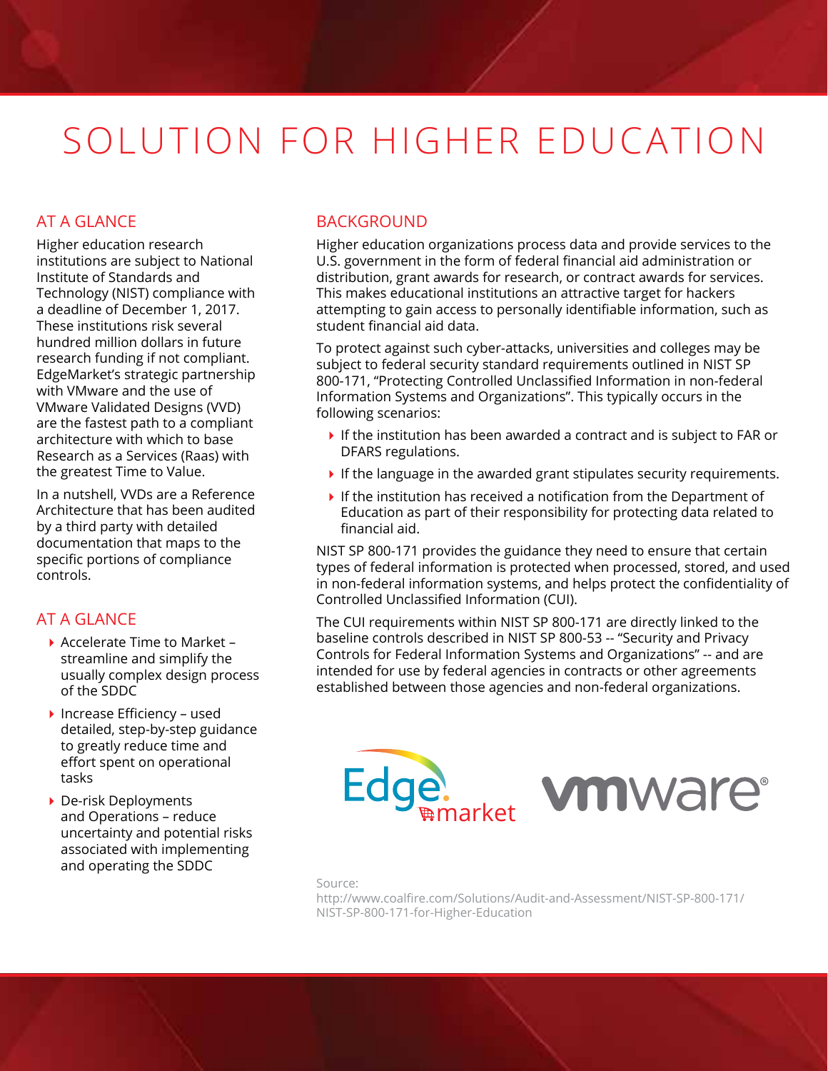# SOLUTION FOR HIGHER EDUCATION

## AT A GLANCE

Higher education research institutions are subject to National Institute of Standards and Technology (NIST) compliance with a deadline of December 1, 2017. These institutions risk several hundred million dollars in future research funding if not compliant. EdgeMarket's strategic partnership with VMware and the use of VMware Validated Designs (VVD) are the fastest path to a compliant architecture with which to base Research as a Services (Raas) with the greatest Time to Value.

In a nutshell, VVDs are a Reference Architecture that has been audited by a third party with detailed documentation that maps to the specific portions of compliance controls.

## AT A GLANCE

- Accelerate Time to Market – streamline and simplify the usually complex design process of the SDDC
- Increase Efficiency – used detailed, step-by-step guidance to greatly reduce time and effort spent on operational tasks
- De-risk Deployments and Operations – reduce uncertainty and potential risks associated with implementing and operating the SDDC

## BACKGROUND

Higher education organizations process data and provide services to the U.S. government in the form of federal financial aid administration or distribution, grant awards for research, or contract awards for services. This makes educational institutions an attractive target for hackers attempting to gain access to personally identifiable information, such as student financial aid data.

To protect against such cyber-attacks, universities and colleges may be subject to federal security standard requirements outlined in NIST SP 800-171, "Protecting Controlled Unclassified Information in non-federal Information Systems and Organizations". This typically occurs in the following scenarios:

- If the institution has been awarded a contract and is subject to FAR or DFARS regulations.
- If the language in the awarded grant stipulates security requirements.
- If the institution has received a notification from the Department of Education as part of their responsibility for protecting data related to financial aid.

NIST SP 800-171 provides the guidance they need to ensure that certain types of federal information is protected when processed, stored, and used in non-federal information systems, and helps protect the confidentiality of Controlled Unclassified Information (CUI).

The CUI requirements within NIST SP 800-171 are directly linked to the baseline controls described in NIST SP 800-53 -- "Security and Privacy Controls for Federal Information Systems and Organizations" -- and are intended for use by federal agencies in contracts or other agreements established between those agencies and non-federal organizations.

Edge market vmware®

Source: http://www.coalfire.com/Solutions/Audit-and-Assessment/NIST-SP-800-171/NIST-SP-800-171-for-Higher-Education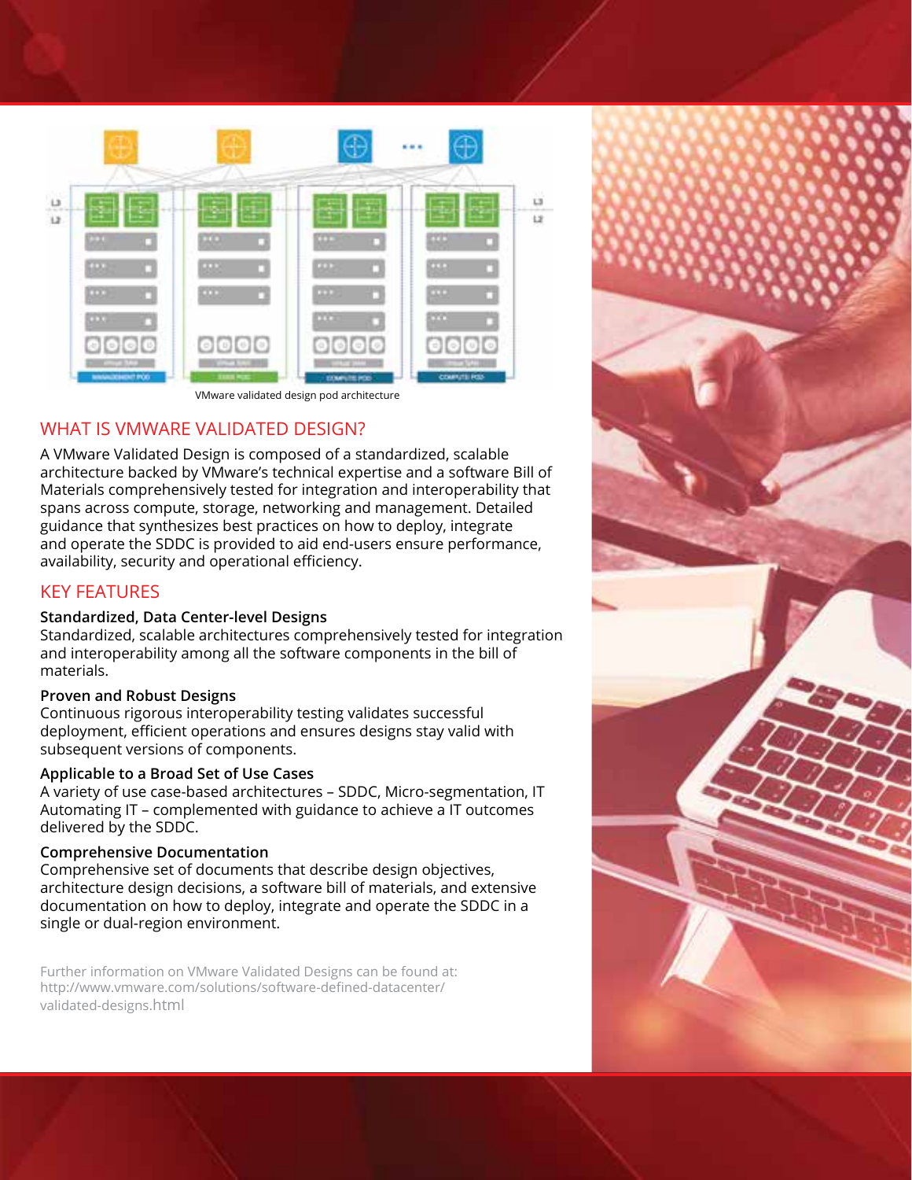VMware validated design pod architecture

## WHAT IS VMWARE VALIDATED DESIGN?

A VMware Validated Design is composed of a standardized, scalable architecture backed by VMware's technical expertise and a software Bill of Materials comprehensively tested for integration and interoperability that spans across compute, storage, networking and management. Detailed guidance that synthesizes best practices on how to deploy, integrate and operate the SDDC is provided to aid end-users ensure performance, availability, security and operational efficiency.

## KEY FEATURES

**Standardized, Data Center-level Designs**
Standardized, scalable architectures comprehensively tested for integration and interoperability among all the software components in the bill of materials.

**Proven and Robust Designs**
Continuous rigorous interoperability testing validates successful deployment, efficient operations and ensures designs stay valid with subsequent versions of components.

**Applicable to a Broad Set of Use Cases**
A variety of use case-based architectures – SDDC, Micro-segmentation, IT Automating IT – complemented with guidance to achieve a IT outcomes delivered by the SDDC.

**Comprehensive Documentation**
Comprehensive set of documents that describe design objectives, architecture design decisions, a software bill of materials, and extensive documentation on how to deploy, integrate and operate the SDDC in a single or dual-region environment.

Further information on VMware Validated Designs can be found at:
http://www.vmware.com/solutions/software-defined-datacenter/validated-designs.html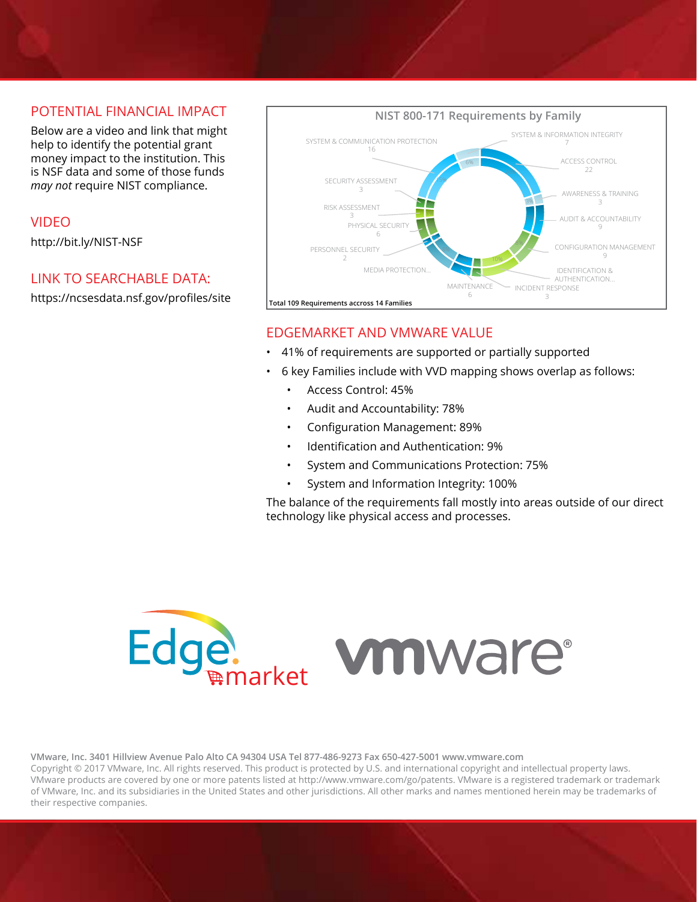## POTENTIAL FINANCIAL IMPACT

Below are a video and link that might help to identify the potential grant money impact to the institution. This is NSF data and some of those funds *may not* require NIST compliance.

## VIDEO

http://bit.ly/NIST-NSF

## LINK TO SEARCHABLE DATA:

https://ncsesdata.nsf.gov/profiles/site

NIST 800-171 Requirements by Family

SYSTEM & COMMUNICATION PROTECTION
16

SYSTEM & INFORMATION INTEGRITY
7

ACCESS CONTROL
22

SECURITY ASSESSMENT
3

AWARENESS & TRAINING
3

RISK ASSESSMENT
3

AUDIT & ACCOUNTABILITY
9

PHYSICAL SECURITY
6

CONFIGURATION MANAGEMENT
9

PERSONNEL SECURITY
2

IDENTIFICATION & AUTHENTICATION...
9

MEDIA PROTECTION...

MAINTENANCE
6

INCIDENT RESPONSE
3

Total 109 Requirements accross 14 Families

## EDGEMARKET AND VMWARE VALUE

- 41% of requirements are supported or partially supported
- 6 key Families include with VVD mapping shows overlap as follows:
  - Access Control: 45%
  - Audit and Accountability: 78%
  - Configuration Management: 89%
  - Identification and Authentication: 9%
  - System and Communications Protection: 75%
  - System and Information Integrity: 100%

The balance of the requirements fall mostly into areas outside of our direct technology like physical access and processes.

**VMware, Inc. 3401 Hillview Avenue Palo Alto CA 94304 USA Tel 877-486-9273 Fax 650-427-5001 www.vmware.com**
Copyright © 2017 VMware, Inc. All rights reserved. This product is protected by U.S. and international copyright and intellectual property laws. VMware products are covered by one or more patents listed at http://www.vmware.com/go/patents. VMware is a registered trademark or trademark of VMware, Inc. and its subsidiaries in the United States and other jurisdictions. All other marks and names mentioned herein may be trademarks of their respective companies.